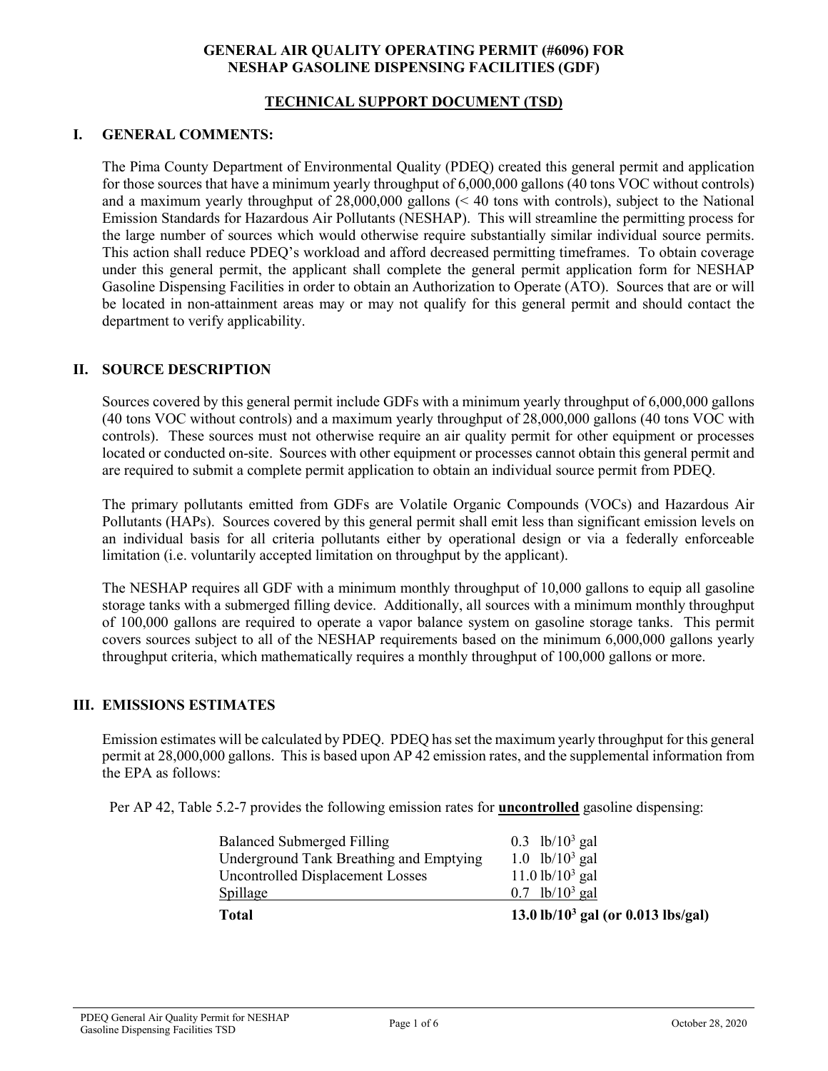# GENERAL AIR QUALITY OPERATING PERMIT (#6096) FOR NESHAP GASOLINE DISPENSING FACILITIES (GDF)

## TECHNICAL SUPPORT DOCUMENT (TSD)

## I. GENERAL COMMENTS:

The Pima County Department of Environmental Quality (PDEQ) created this general permit and application for those sources that have a minimum yearly throughput of 6,000,000 gallons (40 tons VOC without controls) and a maximum yearly throughput of 28,000,000 gallons (< 40 tons with controls), subject to the National Emission Standards for Hazardous Air Pollutants (NESHAP). This will streamline the permitting process for the large number of sources which would otherwise require substantially similar individual source permits. This action shall reduce PDEQ's workload and afford decreased permitting timeframes. To obtain coverage under this general permit, the applicant shall complete the general permit application form for NESHAP Gasoline Dispensing Facilities in order to obtain an Authorization to Operate (ATO). Sources that are or will be located in non-attainment areas may or may not qualify for this general permit and should contact the department to verify applicability.

## II. SOURCE DESCRIPTION

Sources covered by this general permit include GDFs with a minimum yearly throughput of 6,000,000 gallons (40 tons VOC without controls) and a maximum yearly throughput of 28,000,000 gallons (40 tons VOC with controls). These sources must not otherwise require an air quality permit for other equipment or processes located or conducted on-site. Sources with other equipment or processes cannot obtain this general permit and are required to submit a complete permit application to obtain an individual source permit from PDEQ.

The primary pollutants emitted from GDFs are Volatile Organic Compounds (VOCs) and Hazardous Air Pollutants (HAPs). Sources covered by this general permit shall emit less than significant emission levels on an individual basis for all criteria pollutants either by operational design or via a federally enforceable limitation (i.e. voluntarily accepted limitation on throughput by the applicant).

The NESHAP requires all GDF with a minimum monthly throughput of 10,000 gallons to equip all gasoline storage tanks with a submerged filling device. Additionally, all sources with a minimum monthly throughput of 100,000 gallons are required to operate a vapor balance system on gasoline storage tanks. This permit covers sources subject to all of the NESHAP requirements based on the minimum 6,000,000 gallons yearly throughput criteria, which mathematically requires a monthly throughput of 100,000 gallons or more.

## III. EMISSIONS ESTIMATES

Emission estimates will be calculated by PDEQ. PDEQ has set the maximum yearly throughput for this general permit at 28,000,000 gallons. This is based upon AP 42 emission rates, and the supplemental information from the EPA as follows:

Per AP 42, Table 5.2-7 provides the following emission rates for **uncontrolled** gasoline dispensing:

| Source | Emission Rate |
|---|---|
| Balanced Submerged Filling | 0.3 $lb/10^3$ gal |
| Underground Tank Breathing and Emptying | 1.0 $lb/10^3$ gal |
| Uncontrolled Displacement Losses | 11.0 $lb/10^3$ gal |
| Spillage | 0.7 $lb/10^3$ gal |
| **Total** | **13.0 $lb/10^3$ gal (or 0.013 lbs/gal)** |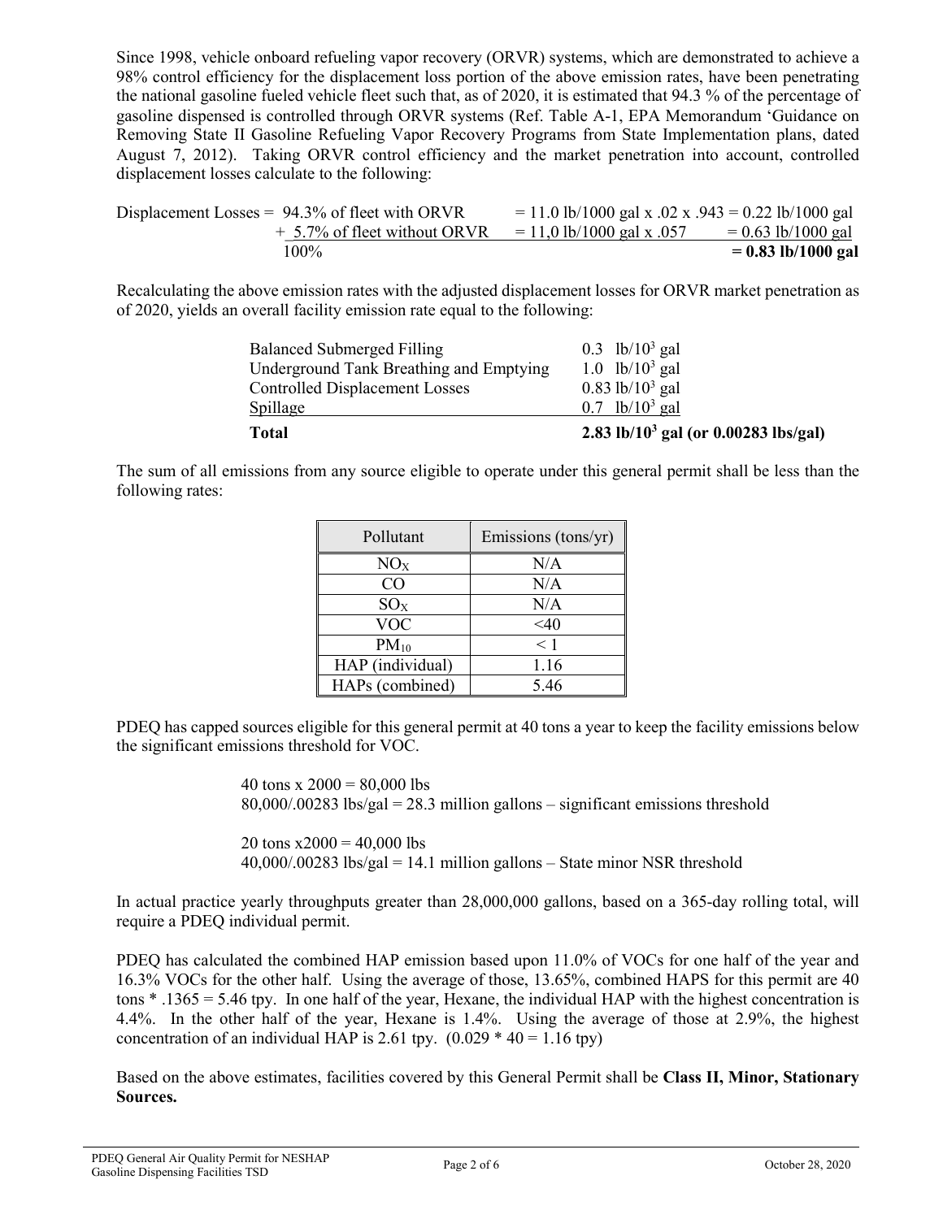Since 1998, vehicle onboard refueling vapor recovery (ORVR) systems, which are demonstrated to achieve a 98% control efficiency for the displacement loss portion of the above emission rates, have been penetrating the national gasoline fueled vehicle fleet such that, as of 2020, it is estimated that 94.3 % of the percentage of gasoline dispensed is controlled through ORVR systems (Ref. Table A-1, EPA Memorandum 'Guidance on Removing State II Gasoline Refueling Vapor Recovery Programs from State Implementation plans, dated August 7, 2012). Taking ORVR control efficiency and the market penetration into account, controlled displacement losses calculate to the following:

| Displacement Losses = | 94.3% of fleet with ORVR | = 11.0 lb/1000 gal x .02 x .943 = 0.22 lb/1000 gal |
|---|---|---|
| | + 5.7% of fleet without ORVR | = 11,0 lb/1000 gal x .057 = 0.63 lb/1000 gal |
| | 100% | **= 0.83 lb/1000 gal** |

Recalculating the above emission rates with the adjusted displacement losses for ORVR market penetration as of 2020, yields an overall facility emission rate equal to the following:

| | |
|---|---|
| Balanced Submerged Filling | 0.3 lb/$10^3$ gal |
| Underground Tank Breathing and Emptying | 1.0 lb/$10^3$ gal |
| Controlled Displacement Losses | 0.83 lb/$10^3$ gal |
| Spillage | 0.7 lb/$10^3$ gal |
| **Total** | **2.83 lb/$10^3$ gal (or 0.00283 lbs/gal)** |

The sum of all emissions from any source eligible to operate under this general permit shall be less than the following rates:

| Pollutant | Emissions (tons/yr) |
|---|---|
| $NO_X$ | N/A |
| CO | N/A |
| $SO_X$ | N/A |
| VOC | <40 |
| $PM_{10}$ | < 1 |
| HAP (individual) | 1.16 |
| HAPs (combined) | 5.46 |

PDEQ has capped sources eligible for this general permit at 40 tons a year to keep the facility emissions below the significant emissions threshold for VOC.

40 tons x 2000 = 80,000 lbs
80,000/.00283 lbs/gal = 28.3 million gallons – significant emissions threshold

20 tons x2000 = 40,000 lbs
40,000/.00283 lbs/gal = 14.1 million gallons – State minor NSR threshold

In actual practice yearly throughputs greater than 28,000,000 gallons, based on a 365-day rolling total, will require a PDEQ individual permit.

PDEQ has calculated the combined HAP emission based upon 11.0% of VOCs for one half of the year and 16.3% VOCs for the other half. Using the average of those, 13.65%, combined HAPS for this permit are 40 tons * .1365 = 5.46 tpy. In one half of the year, Hexane, the individual HAP with the highest concentration is 4.4%. In the other half of the year, Hexane is 1.4%. Using the average of those at 2.9%, the highest concentration of an individual HAP is 2.61 tpy. (0.029 * 40 = 1.16 tpy)

Based on the above estimates, facilities covered by this General Permit shall be **Class II, Minor, Stationary Sources.**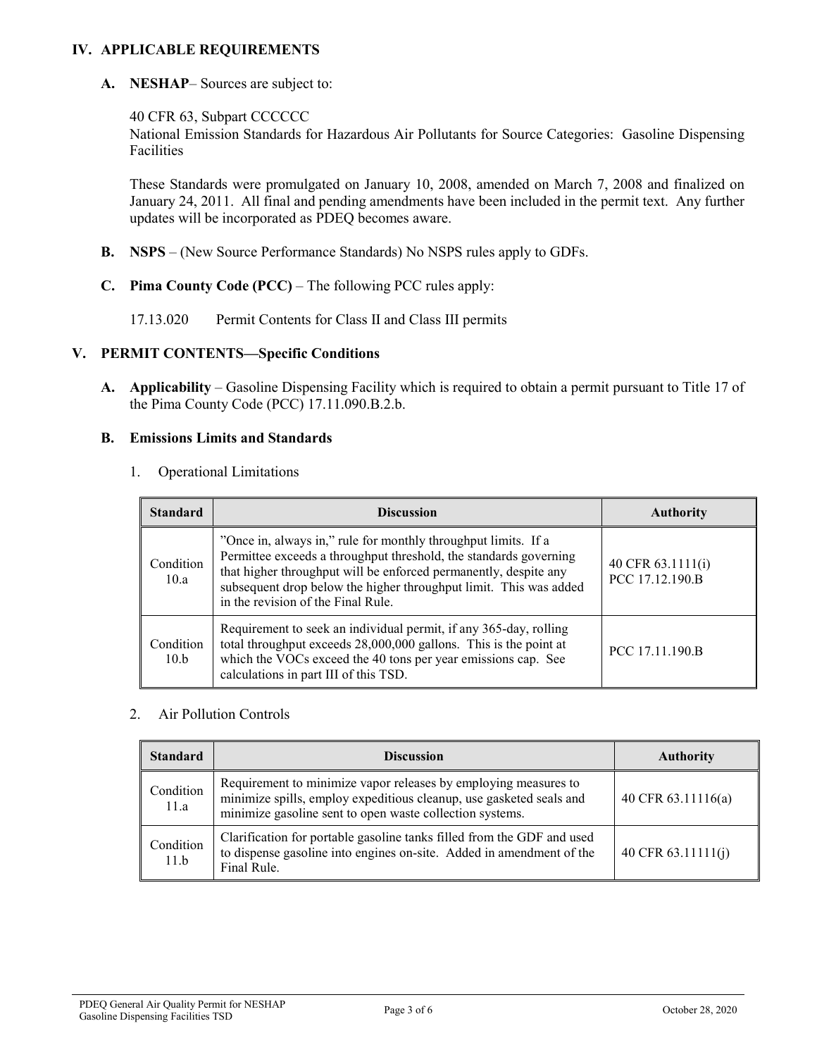## IV. APPLICABLE REQUIREMENTS

### A. NESHAP– Sources are subject to:

40 CFR 63, Subpart CCCCCC
National Emission Standards for Hazardous Air Pollutants for Source Categories: Gasoline Dispensing Facilities

These Standards were promulgated on January 10, 2008, amended on March 7, 2008 and finalized on January 24, 2011. All final and pending amendments have been included in the permit text. Any further updates will be incorporated as PDEQ becomes aware.

### B. NSPS – (New Source Performance Standards) No NSPS rules apply to GDFs.

### C. Pima County Code (PCC) – The following PCC rules apply:

17.13.020 Permit Contents for Class II and Class III permits

## V. PERMIT CONTENTS—Specific Conditions

**A. Applicability** – Gasoline Dispensing Facility which is required to obtain a permit pursuant to Title 17 of the Pima County Code (PCC) 17.11.090.B.2.b.

### B. Emissions Limits and Standards

1. Operational Limitations

| Standard | Discussion | Authority |
|---|---|---|
| Condition 10.a | "Once in, always in," rule for monthly throughput limits. If a Permittee exceeds a throughput threshold, the standards governing that higher throughput will be enforced permanently, despite any subsequent drop below the higher throughput limit. This was added in the revision of the Final Rule. | 40 CFR 63.1111(i) PCC 17.12.190.B |
| Condition 10.b | Requirement to seek an individual permit, if any 365-day, rolling total throughput exceeds 28,000,000 gallons. This is the point at which the VOCs exceed the 40 tons per year emissions cap. See calculations in part III of this TSD. | PCC 17.11.190.B |

2. Air Pollution Controls

| Standard | Discussion | Authority |
|---|---|---|
| Condition 11.a | Requirement to minimize vapor releases by employing measures to minimize spills, employ expeditious cleanup, use gasketed seals and minimize gasoline sent to open waste collection systems. | 40 CFR 63.11116(a) |
| Condition 11.b | Clarification for portable gasoline tanks filled from the GDF and used to dispense gasoline into engines on-site. Added in amendment of the Final Rule. | 40 CFR 63.11111(j) |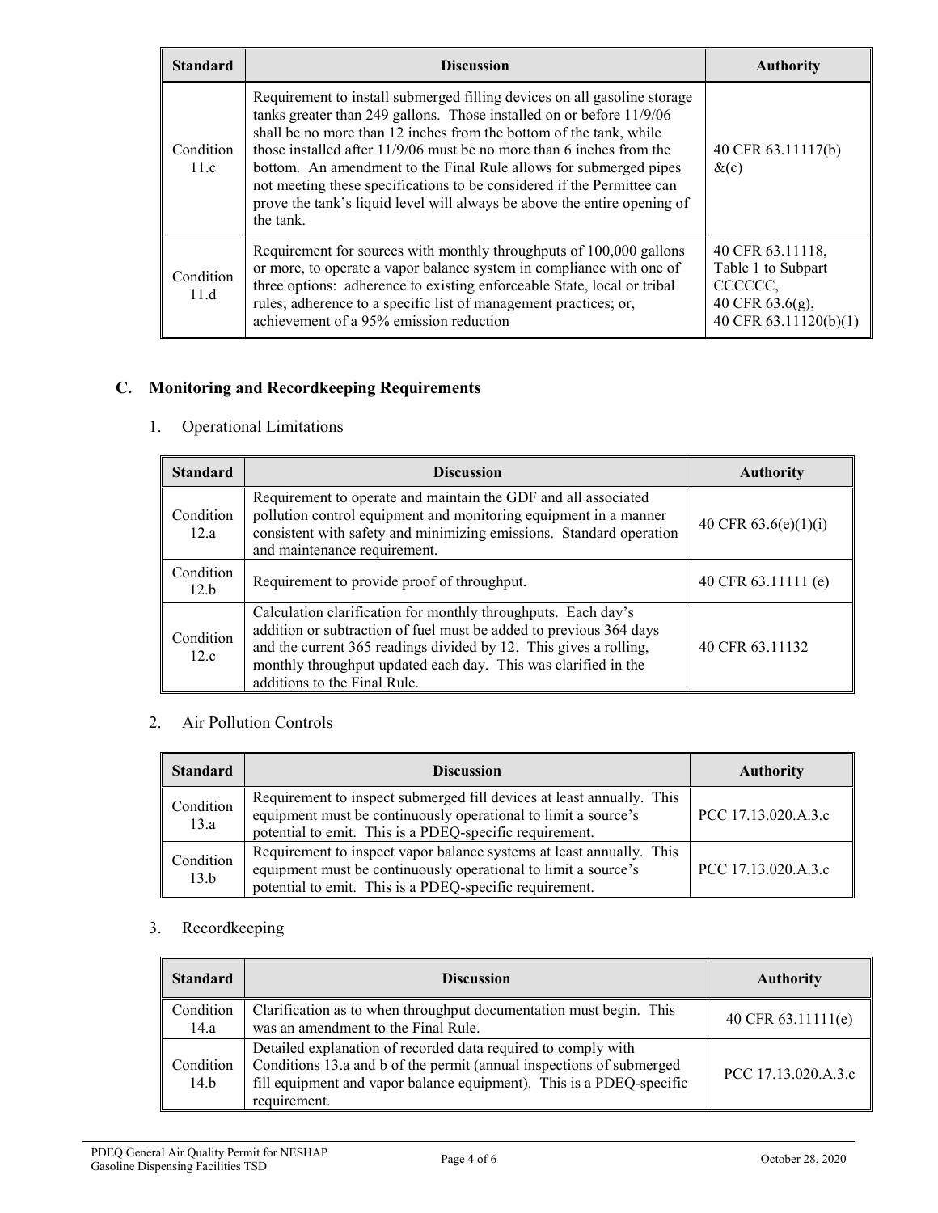| Standard | Discussion | Authority |
|---|---|---|
| Condition 11.c | Requirement to install submerged filling devices on all gasoline storage tanks greater than 249 gallons. Those installed on or before 11/9/06 shall be no more than 12 inches from the bottom of the tank, while those installed after 11/9/06 must be no more than 6 inches from the bottom. An amendment to the Final Rule allows for submerged pipes not meeting these specifications to be considered if the Permittee can prove the tank's liquid level will always be above the entire opening of the tank. | 40 CFR 63.11117(b) &(c) |
| Condition 11.d | Requirement for sources with monthly throughputs of 100,000 gallons or more, to operate a vapor balance system in compliance with one of three options: adherence to existing enforceable State, local or tribal rules; adherence to a specific list of management practices; or, achievement of a 95% emission reduction | 40 CFR 63.11118, Table 1 to Subpart CCCCCC, 40 CFR 63.6(g), 40 CFR 63.11120(b)(1) |

## C. Monitoring and Recordkeeping Requirements

### 1. Operational Limitations

| Standard | Discussion | Authority |
|---|---|---|
| Condition 12.a | Requirement to operate and maintain the GDF and all associated pollution control equipment and monitoring equipment in a manner consistent with safety and minimizing emissions. Standard operation and maintenance requirement. | 40 CFR 63.6(e)(1)(i) |
| Condition 12.b | Requirement to provide proof of throughput. | 40 CFR 63.11111 (e) |
| Condition 12.c | Calculation clarification for monthly throughputs. Each day's addition or subtraction of fuel must be added to previous 364 days and the current 365 readings divided by 12. This gives a rolling, monthly throughput updated each day. This was clarified in the additions to the Final Rule. | 40 CFR 63.11132 |

### 2. Air Pollution Controls

| Standard | Discussion | Authority |
|---|---|---|
| Condition 13.a | Requirement to inspect submerged fill devices at least annually. This equipment must be continuously operational to limit a source's potential to emit. This is a PDEQ-specific requirement. | PCC 17.13.020.A.3.c |
| Condition 13.b | Requirement to inspect vapor balance systems at least annually. This equipment must be continuously operational to limit a source's potential to emit. This is a PDEQ-specific requirement. | PCC 17.13.020.A.3.c |

### 3. Recordkeeping

| Standard | Discussion | Authority |
|---|---|---|
| Condition 14.a | Clarification as to when throughput documentation must begin. This was an amendment to the Final Rule. | 40 CFR 63.11111(e) |
| Condition 14.b | Detailed explanation of recorded data required to comply with Conditions 13.a and b of the permit (annual inspections of submerged fill equipment and vapor balance equipment). This is a PDEQ-specific requirement. | PCC 17.13.020.A.3.c |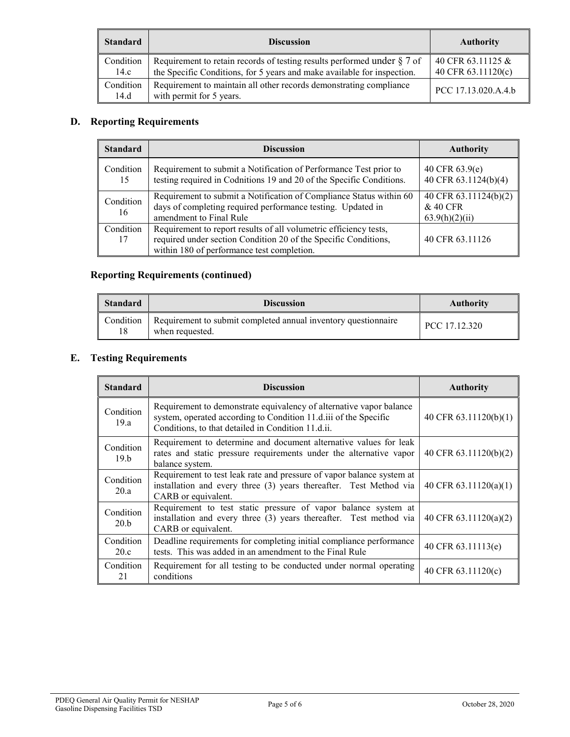| Standard | Discussion | Authority |
|---|---|---|
| Condition 14.c | Requirement to retain records of testing results performed under § 7 of the Specific Conditions, for 5 years and make available for inspection. | 40 CFR 63.11125 & 40 CFR 63.11120(c) |
| Condition 14.d | Requirement to maintain all other records demonstrating compliance with permit for 5 years. | PCC 17.13.020.A.4.b |

## D. Reporting Requirements

| Standard | Discussion | Authority |
|---|---|---|
| Condition 15 | Requirement to submit a Notification of Performance Test prior to testing required in Codnitions 19 and 20 of the Specific Conditions. | 40 CFR 63.9(e) 40 CFR 63.1124(b)(4) |
| Condition 16 | Requirement to submit a Notification of Compliance Status within 60 days of completing required performance testing. Updated in amendment to Final Rule | 40 CFR 63.11124(b)(2) & 40 CFR 63.9(h)(2)(ii) |
| Condition 17 | Requirement to report results of all volumetric efficiency tests, required under section Condition 20 of the Specific Conditions, within 180 of performance test completion. | 40 CFR 63.11126 |

### Reporting Requirements (continued)

| Standard | Discussion | Authority |
|---|---|---|
| Condition 18 | Requirement to submit completed annual inventory questionnaire when requested. | PCC 17.12.320 |

## E. Testing Requirements

| Standard | Discussion | Authority |
|---|---|---|
| Condition 19.a | Requirement to demonstrate equivalency of alternative vapor balance system, operated according to Condition 11.d.iii of the Specific Conditions, to that detailed in Condition 11.d.ii. | 40 CFR 63.11120(b)(1) |
| Condition 19.b | Requirement to determine and document alternative values for leak rates and static pressure requirements under the alternative vapor balance system. | 40 CFR 63.11120(b)(2) |
| Condition 20.a | Requirement to test leak rate and pressure of vapor balance system at installation and every three (3) years thereafter. Test Method via CARB or equivalent. | 40 CFR 63.11120(a)(1) |
| Condition 20.b | Requirement to test static pressure of vapor balance system at installation and every three (3) years thereafter. Test method via CARB or equivalent. | 40 CFR 63.11120(a)(2) |
| Condition 20.c | Deadline requirements for completing initial compliance performance tests. This was added in an amendment to the Final Rule | 40 CFR 63.11113(e) |
| Condition 21 | Requirement for all testing to be conducted under normal operating conditions | 40 CFR 63.11120(c) |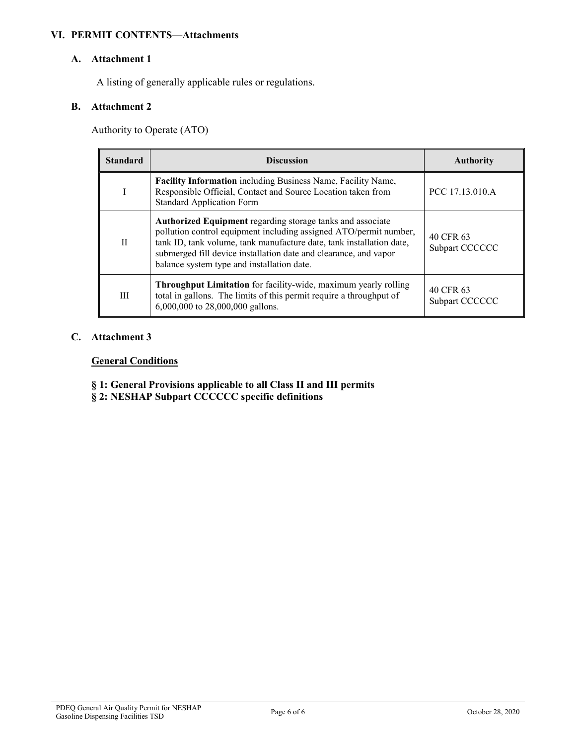## VI. PERMIT CONTENTS—Attachments

### A. Attachment 1

A listing of generally applicable rules or regulations.

### B. Attachment 2

Authority to Operate (ATO)

| Standard | Discussion | Authority |
|---|---|---|
| I | **Facility Information** including Business Name, Facility Name, Responsible Official, Contact and Source Location taken from Standard Application Form | PCC 17.13.010.A |
| II | **Authorized Equipment** regarding storage tanks and associate pollution control equipment including assigned ATO/permit number, tank ID, tank volume, tank manufacture date, tank installation date, submerged fill device installation date and clearance, and vapor balance system type and installation date. | 40 CFR 63 Subpart CCCCCC |
| III | **Throughput Limitation** for facility-wide, maximum yearly rolling total in gallons. The limits of this permit require a throughput of 6,000,000 to 28,000,000 gallons. | 40 CFR 63 Subpart CCCCCC |

### C. Attachment 3

**General Conditions**

**§ 1: General Provisions applicable to all Class II and III permits**
**§ 2: NESHAP Subpart CCCCCC specific definitions**